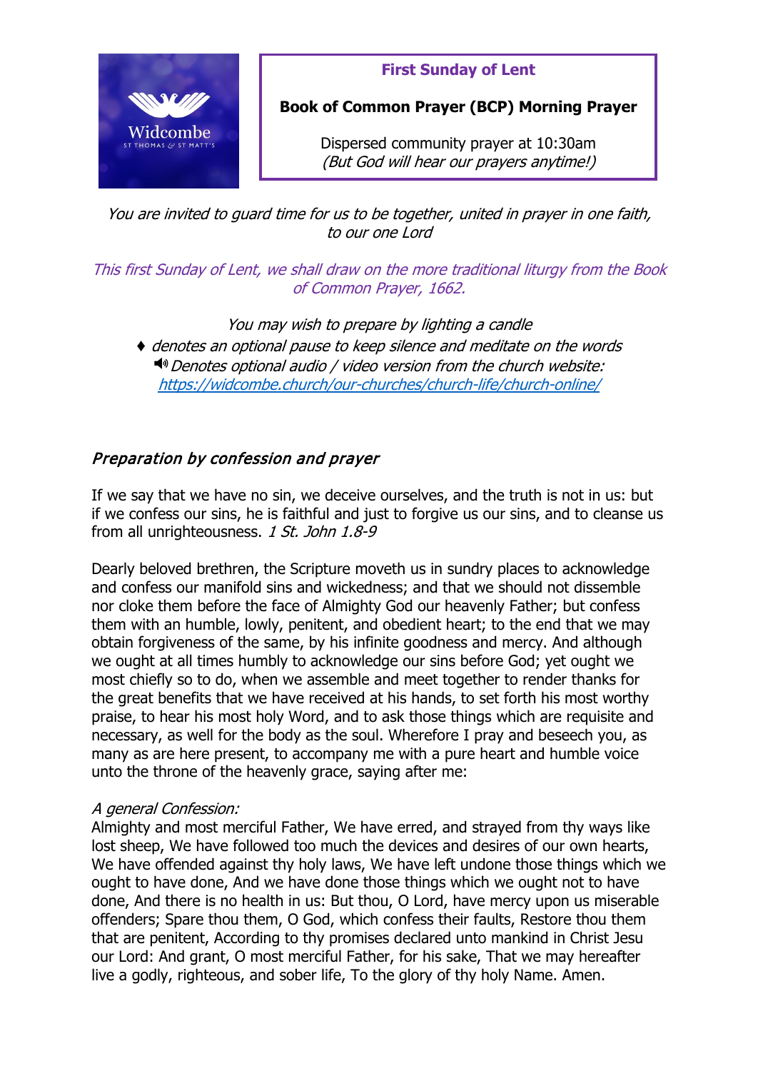Widcombe
ST THOMAS & ST MATT'S

**First Sunday of Lent**

**Book of Common Prayer (BCP) Morning Prayer**

Dispersed community prayer at 10:30am
*(But God will hear our prayers anytime!)*

*You are invited to guard time for us to be together, united in prayer in one faith, to our one Lord*

*This first Sunday of Lent, we shall draw on the more traditional liturgy from the Book of Common Prayer, 1662.*

*You may wish to prepare by lighting a candle*
*♦ denotes an optional pause to keep silence and meditate on the words*
*🔊 Denotes optional audio / video version from the church website:*
*https://widcombe.church/our-churches/church-life/church-online/*

## *Preparation by confession and prayer*

If we say that we have no sin, we deceive ourselves, and the truth is not in us: but if we confess our sins, he is faithful and just to forgive us our sins, and to cleanse us from all unrighteousness. *1 St. John 1.8-9*

Dearly beloved brethren, the Scripture moveth us in sundry places to acknowledge and confess our manifold sins and wickedness; and that we should not dissemble nor cloke them before the face of Almighty God our heavenly Father; but confess them with an humble, lowly, penitent, and obedient heart; to the end that we may obtain forgiveness of the same, by his infinite goodness and mercy. And although we ought at all times humbly to acknowledge our sins before God; yet ought we most chiefly so to do, when we assemble and meet together to render thanks for the great benefits that we have received at his hands, to set forth his most worthy praise, to hear his most holy Word, and to ask those things which are requisite and necessary, as well for the body as the soul. Wherefore I pray and beseech you, as many as are here present, to accompany me with a pure heart and humble voice unto the throne of the heavenly grace, saying after me:

*A general Confession:*
Almighty and most merciful Father, We have erred, and strayed from thy ways like lost sheep, We have followed too much the devices and desires of our own hearts, We have offended against thy holy laws, We have left undone those things which we ought to have done, And we have done those things which we ought not to have done, And there is no health in us: But thou, O Lord, have mercy upon us miserable offenders; Spare thou them, O God, which confess their faults, Restore thou them that are penitent, According to thy promises declared unto mankind in Christ Jesu our Lord: And grant, O most merciful Father, for his sake, That we may hereafter live a godly, righteous, and sober life, To the glory of thy holy Name. Amen.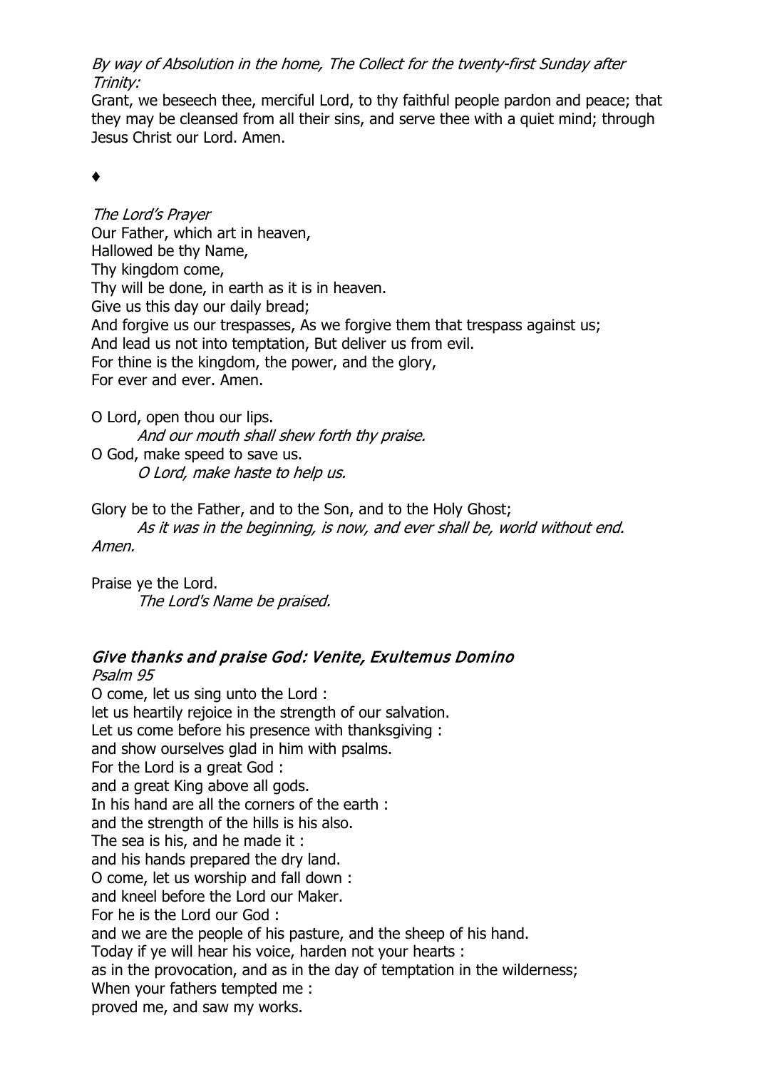*By way of Absolution in the home, The Collect for the twenty-first Sunday after Trinity:*

Grant, we beseech thee, merciful Lord, to thy faithful people pardon and peace; that they may be cleansed from all their sins, and serve thee with a quiet mind; through Jesus Christ our Lord. Amen.

♦

*The Lord's Prayer*

Our Father, which art in heaven,  
Hallowed be thy Name,  
Thy kingdom come,  
Thy will be done, in earth as it is in heaven.  
Give us this day our daily bread;  
And forgive us our trespasses, As we forgive them that trespass against us;  
And lead us not into temptation, But deliver us from evil.  
For thine is the kingdom, the power, and the glory,  
For ever and ever. Amen.

O Lord, open thou our lips.  
*And our mouth shall shew forth thy praise.*  
O God, make speed to save us.  
*O Lord, make haste to help us.*

Glory be to the Father, and to the Son, and to the Holy Ghost;  
*As it was in the beginning, is now, and ever shall be, world without end. Amen.*

Praise ye the Lord.  
*The Lord's Name be praised.*

## *Give thanks and praise God: Venite, Exultemus Domino*

*Psalm 95*

O come, let us sing unto the Lord :  
let us heartily rejoice in the strength of our salvation.  
Let us come before his presence with thanksgiving :  
and show ourselves glad in him with psalms.  
For the Lord is a great God :  
and a great King above all gods.  
In his hand are all the corners of the earth :  
and the strength of the hills is his also.  
The sea is his, and he made it :  
and his hands prepared the dry land.  
O come, let us worship and fall down :  
and kneel before the Lord our Maker.  
For he is the Lord our God :  
and we are the people of his pasture, and the sheep of his hand.  
Today if ye will hear his voice, harden not your hearts :  
as in the provocation, and as in the day of temptation in the wilderness;  
When your fathers tempted me :  
proved me, and saw my works.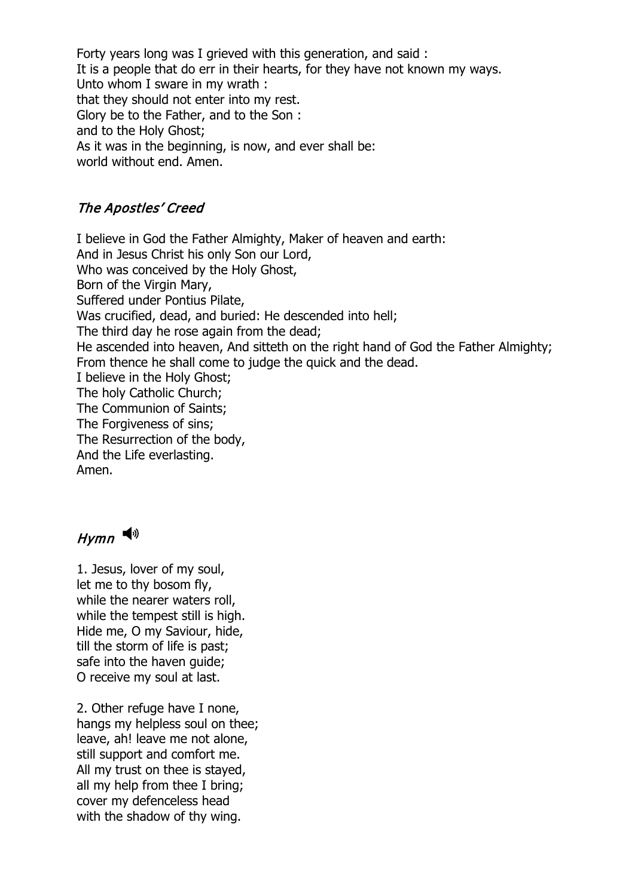Forty years long was I grieved with this generation, and said :  
It is a people that do err in their hearts, for they have not known my ways.  
Unto whom I sware in my wrath :  
that they should not enter into my rest.  
Glory be to the Father, and to the Son :  
and to the Holy Ghost;  
As it was in the beginning, is now, and ever shall be:  
world without end. Amen.

## *The Apostles' Creed*

I believe in God the Father Almighty, Maker of heaven and earth:  
And in Jesus Christ his only Son our Lord,  
Who was conceived by the Holy Ghost,  
Born of the Virgin Mary,  
Suffered under Pontius Pilate,  
Was crucified, dead, and buried: He descended into hell;  
The third day he rose again from the dead;  
He ascended into heaven, And sitteth on the right hand of God the Father Almighty;  
From thence he shall come to judge the quick and the dead.  
I believe in the Holy Ghost;  
The holy Catholic Church;  
The Communion of Saints;  
The Forgiveness of sins;  
The Resurrection of the body,  
And the Life everlasting.  
Amen.

## *Hymn*

1. Jesus, lover of my soul,  
let me to thy bosom fly,  
while the nearer waters roll,  
while the tempest still is high.  
Hide me, O my Saviour, hide,  
till the storm of life is past;  
safe into the haven guide;  
O receive my soul at last.

2. Other refuge have I none,  
hangs my helpless soul on thee;  
leave, ah! leave me not alone,  
still support and comfort me.  
All my trust on thee is stayed,  
all my help from thee I bring;  
cover my defenceless head  
with the shadow of thy wing.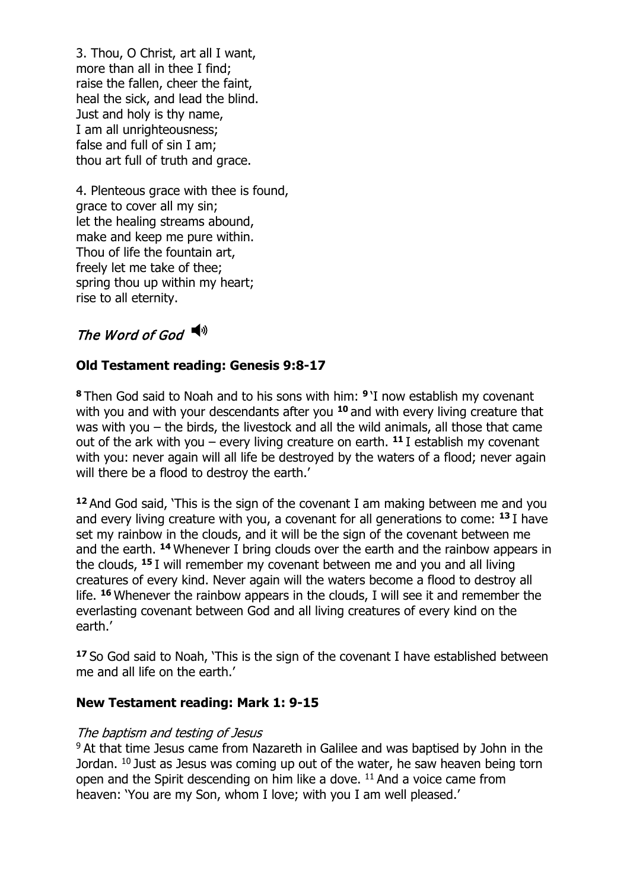3. Thou, O Christ, art all I want,
more than all in thee I find;
raise the fallen, cheer the faint,
heal the sick, and lead the blind.
Just and holy is thy name,
I am all unrighteousness;
false and full of sin I am;
thou art full of truth and grace.

4. Plenteous grace with thee is found,
grace to cover all my sin;
let the healing streams abound,
make and keep me pure within.
Thou of life the fountain art,
freely let me take of thee;
spring thou up within my heart;
rise to all eternity.

## *The Word of God*

### Old Testament reading: Genesis 9:8-17

**8** Then God said to Noah and to his sons with him: **9** 'I now establish my covenant with you and with your descendants after you **10** and with every living creature that was with you – the birds, the livestock and all the wild animals, all those that came out of the ark with you – every living creature on earth. **11** I establish my covenant with you: never again will all life be destroyed by the waters of a flood; never again will there be a flood to destroy the earth.'

**12** And God said, 'This is the sign of the covenant I am making between me and you and every living creature with you, a covenant for all generations to come: **13** I have set my rainbow in the clouds, and it will be the sign of the covenant between me and the earth. **14** Whenever I bring clouds over the earth and the rainbow appears in the clouds, **15** I will remember my covenant between me and you and all living creatures of every kind. Never again will the waters become a flood to destroy all life. **16** Whenever the rainbow appears in the clouds, I will see it and remember the everlasting covenant between God and all living creatures of every kind on the earth.'

**17** So God said to Noah, 'This is the sign of the covenant I have established between me and all life on the earth.'

### New Testament reading: Mark 1: 9-15

*The baptism and testing of Jesus*

9 At that time Jesus came from Nazareth in Galilee and was baptised by John in the Jordan. 10 Just as Jesus was coming up out of the water, he saw heaven being torn open and the Spirit descending on him like a dove. 11 And a voice came from heaven: 'You are my Son, whom I love; with you I am well pleased.'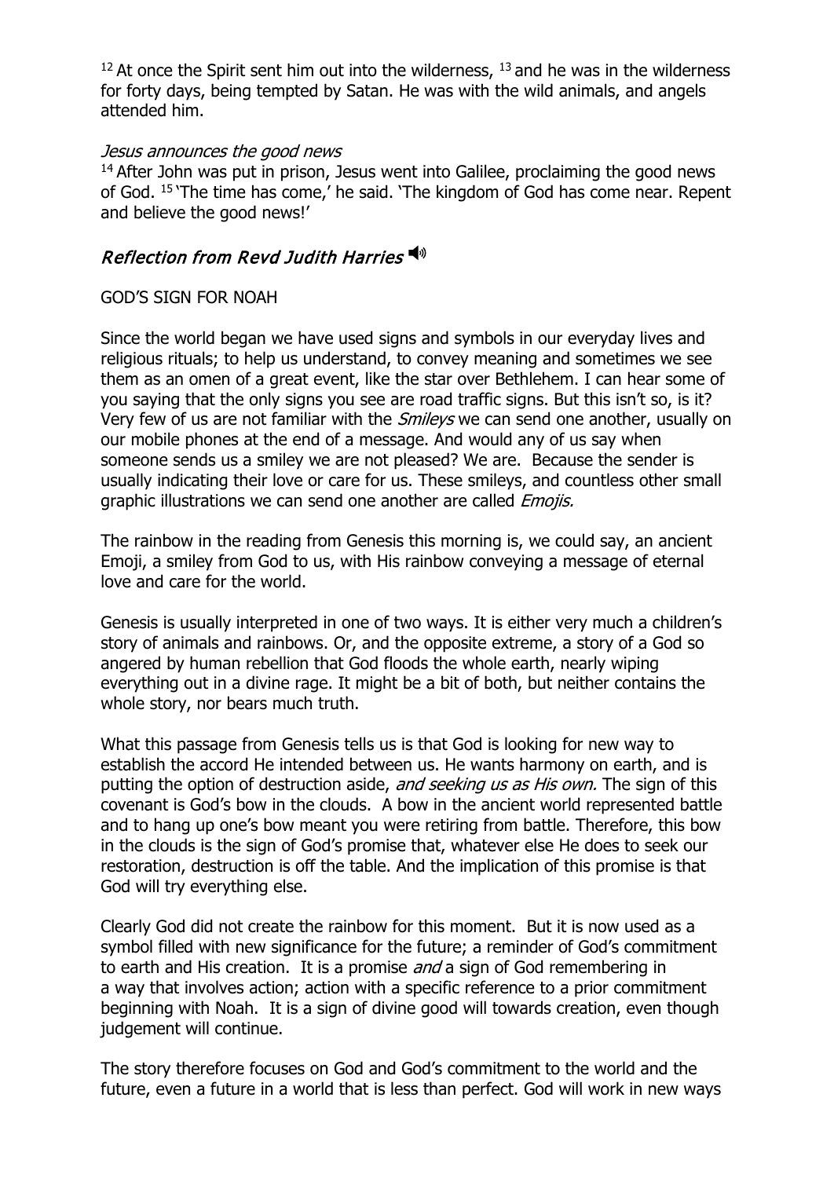[12] At once the Spirit sent him out into the wilderness, [13] and he was in the wilderness for forty days, being tempted by Satan. He was with the wild animals, and angels attended him.

*Jesus announces the good news*

[14] After John was put in prison, Jesus went into Galilee, proclaiming the good news of God. [15] 'The time has come,' he said. 'The kingdom of God has come near. Repent and believe the good news!'

## *Reflection from Revd Judith Harries* 🔊

GOD'S SIGN FOR NOAH

Since the world began we have used signs and symbols in our everyday lives and religious rituals; to help us understand, to convey meaning and sometimes we see them as an omen of a great event, like the star over Bethlehem. I can hear some of you saying that the only signs you see are road traffic signs. But this isn't so, is it? Very few of us are not familiar with the *Smileys* we can send one another, usually on our mobile phones at the end of a message. And would any of us say when someone sends us a smiley we are not pleased? We are. Because the sender is usually indicating their love or care for us. These smileys, and countless other small graphic illustrations we can send one another are called *Emojis.*

The rainbow in the reading from Genesis this morning is, we could say, an ancient Emoji, a smiley from God to us, with His rainbow conveying a message of eternal love and care for the world.

Genesis is usually interpreted in one of two ways. It is either very much a children's story of animals and rainbows. Or, and the opposite extreme, a story of a God so angered by human rebellion that God floods the whole earth, nearly wiping everything out in a divine rage. It might be a bit of both, but neither contains the whole story, nor bears much truth.

What this passage from Genesis tells us is that God is looking for new way to establish the accord He intended between us. He wants harmony on earth, and is putting the option of destruction aside, *and seeking us as His own.* The sign of this covenant is God's bow in the clouds. A bow in the ancient world represented battle and to hang up one's bow meant you were retiring from battle. Therefore, this bow in the clouds is the sign of God's promise that, whatever else He does to seek our restoration, destruction is off the table. And the implication of this promise is that God will try everything else.

Clearly God did not create the rainbow for this moment. But it is now used as a symbol filled with new significance for the future; a reminder of God's commitment to earth and His creation. It is a promise *and* a sign of God remembering in a way that involves action; action with a specific reference to a prior commitment beginning with Noah. It is a sign of divine good will towards creation, even though judgement will continue.

The story therefore focuses on God and God's commitment to the world and the future, even a future in a world that is less than perfect. God will work in new ways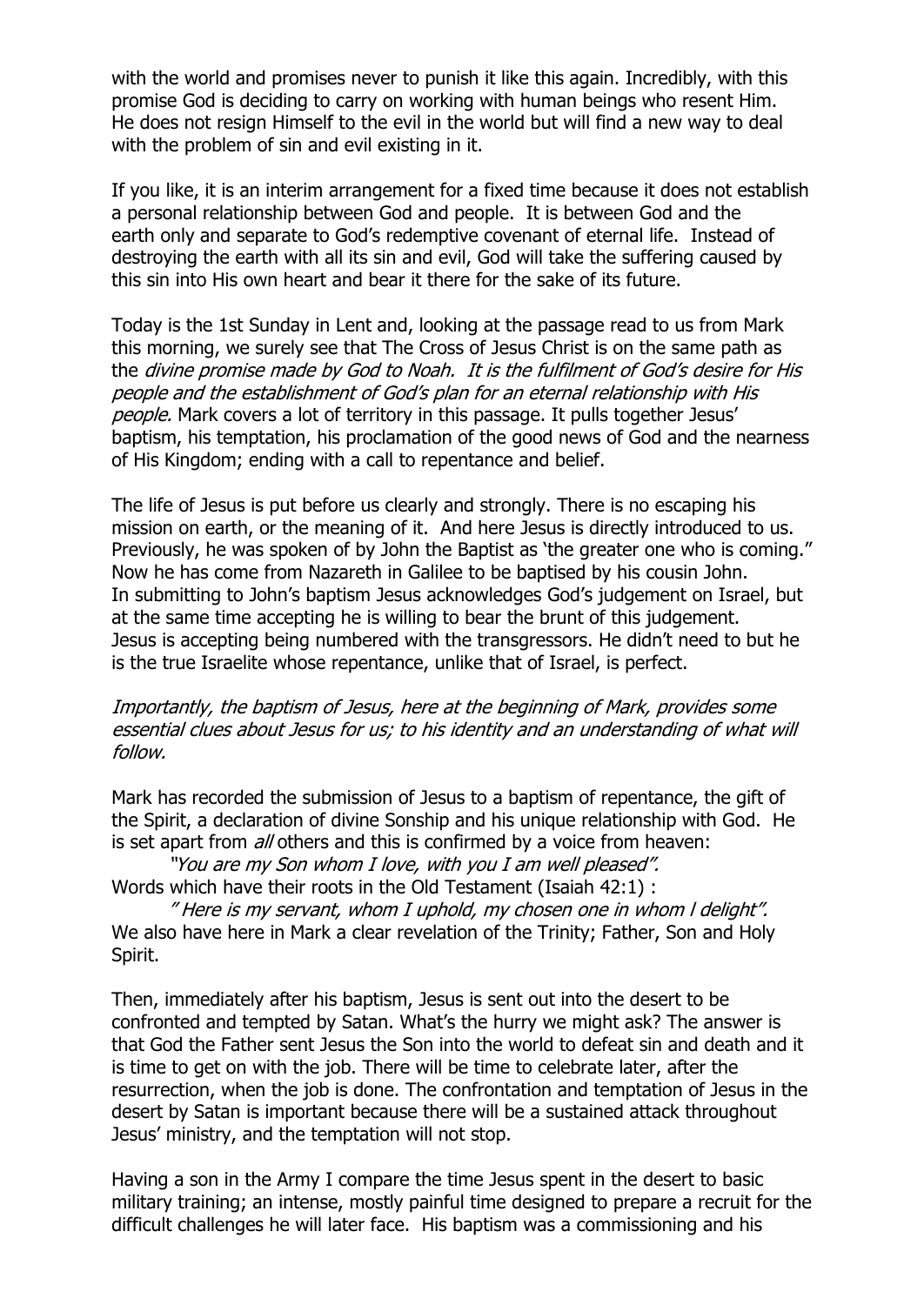with the world and promises never to punish it like this again. Incredibly, with this promise God is deciding to carry on working with human beings who resent Him. He does not resign Himself to the evil in the world but will find a new way to deal with the problem of sin and evil existing in it.

If you like, it is an interim arrangement for a fixed time because it does not establish a personal relationship between God and people. It is between God and the earth only and separate to God's redemptive covenant of eternal life. Instead of destroying the earth with all its sin and evil, God will take the suffering caused by this sin into His own heart and bear it there for the sake of its future.

Today is the 1st Sunday in Lent and, looking at the passage read to us from Mark this morning, we surely see that The Cross of Jesus Christ is on the same path as the *divine promise made by God to Noah. It is the fulfilment of God's desire for His people and the establishment of God's plan for an eternal relationship with His people.* Mark covers a lot of territory in this passage. It pulls together Jesus' baptism, his temptation, his proclamation of the good news of God and the nearness of His Kingdom; ending with a call to repentance and belief.

The life of Jesus is put before us clearly and strongly. There is no escaping his mission on earth, or the meaning of it. And here Jesus is directly introduced to us. Previously, he was spoken of by John the Baptist as 'the greater one who is coming." Now he has come from Nazareth in Galilee to be baptised by his cousin John. In submitting to John's baptism Jesus acknowledges God's judgement on Israel, but at the same time accepting he is willing to bear the brunt of this judgement. Jesus is accepting being numbered with the transgressors. He didn't need to but he is the true Israelite whose repentance, unlike that of Israel, is perfect.

*Importantly, the baptism of Jesus, here at the beginning of Mark, provides some essential clues about Jesus for us; to his identity and an understanding of what will follow.*

Mark has recorded the submission of Jesus to a baptism of repentance, the gift of the Spirit, a declaration of divine Sonship and his unique relationship with God. He is set apart from *all* others and this is confirmed by a voice from heaven:

> *"You are my Son whom I love, with you I am well pleased".*

Words which have their roots in the Old Testament (Isaiah 42:1) :

> *" Here is my servant, whom I uphold, my chosen one in whom I delight".*

We also have here in Mark a clear revelation of the Trinity; Father, Son and Holy Spirit.

Then, immediately after his baptism, Jesus is sent out into the desert to be confronted and tempted by Satan. What's the hurry we might ask? The answer is that God the Father sent Jesus the Son into the world to defeat sin and death and it is time to get on with the job. There will be time to celebrate later, after the resurrection, when the job is done. The confrontation and temptation of Jesus in the desert by Satan is important because there will be a sustained attack throughout Jesus' ministry, and the temptation will not stop.

Having a son in the Army I compare the time Jesus spent in the desert to basic military training; an intense, mostly painful time designed to prepare a recruit for the difficult challenges he will later face. His baptism was a commissioning and his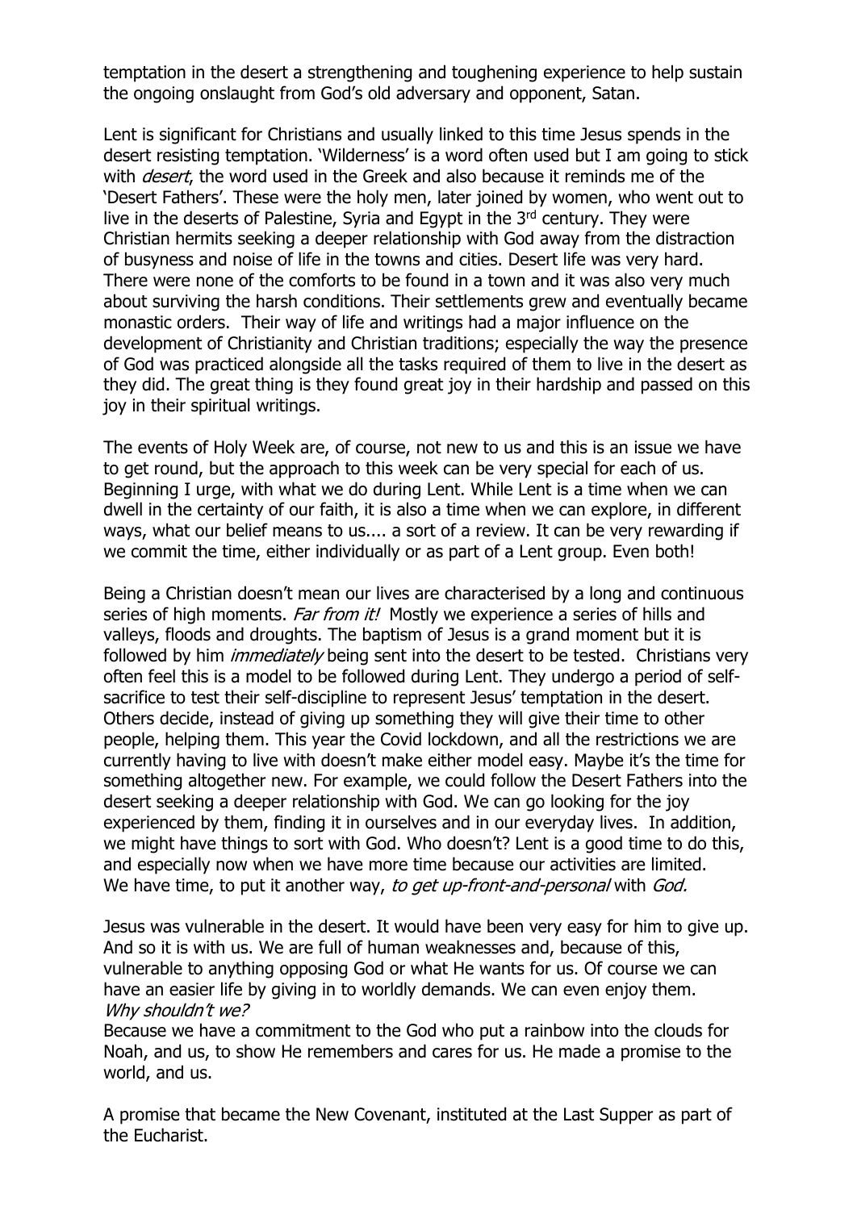temptation in the desert a strengthening and toughening experience to help sustain the ongoing onslaught from God's old adversary and opponent, Satan.

Lent is significant for Christians and usually linked to this time Jesus spends in the desert resisting temptation. 'Wilderness' is a word often used but I am going to stick with *desert*, the word used in the Greek and also because it reminds me of the 'Desert Fathers'. These were the holy men, later joined by women, who went out to live in the deserts of Palestine, Syria and Egypt in the 3rd century. They were Christian hermits seeking a deeper relationship with God away from the distraction of busyness and noise of life in the towns and cities. Desert life was very hard. There were none of the comforts to be found in a town and it was also very much about surviving the harsh conditions. Their settlements grew and eventually became monastic orders. Their way of life and writings had a major influence on the development of Christianity and Christian traditions; especially the way the presence of God was practiced alongside all the tasks required of them to live in the desert as they did. The great thing is they found great joy in their hardship and passed on this joy in their spiritual writings.

The events of Holy Week are, of course, not new to us and this is an issue we have to get round, but the approach to this week can be very special for each of us. Beginning I urge, with what we do during Lent. While Lent is a time when we can dwell in the certainty of our faith, it is also a time when we can explore, in different ways, what our belief means to us.... a sort of a review. It can be very rewarding if we commit the time, either individually or as part of a Lent group. Even both!

Being a Christian doesn't mean our lives are characterised by a long and continuous series of high moments. *Far from it!* Mostly we experience a series of hills and valleys, floods and droughts. The baptism of Jesus is a grand moment but it is followed by him *immediately* being sent into the desert to be tested. Christians very often feel this is a model to be followed during Lent. They undergo a period of self-sacrifice to test their self-discipline to represent Jesus' temptation in the desert. Others decide, instead of giving up something they will give their time to other people, helping them. This year the Covid lockdown, and all the restrictions we are currently having to live with doesn't make either model easy. Maybe it's the time for something altogether new. For example, we could follow the Desert Fathers into the desert seeking a deeper relationship with God. We can go looking for the joy experienced by them, finding it in ourselves and in our everyday lives. In addition, we might have things to sort with God. Who doesn't? Lent is a good time to do this, and especially now when we have more time because our activities are limited. We have time, to put it another way, *to get up-front-and-personal* with *God.*

Jesus was vulnerable in the desert. It would have been very easy for him to give up. And so it is with us. We are full of human weaknesses and, because of this, vulnerable to anything opposing God or what He wants for us. Of course we can have an easier life by giving in to worldly demands. We can even enjoy them. *Why shouldn't we?*

Because we have a commitment to the God who put a rainbow into the clouds for Noah, and us, to show He remembers and cares for us. He made a promise to the world, and us.

A promise that became the New Covenant, instituted at the Last Supper as part of the Eucharist.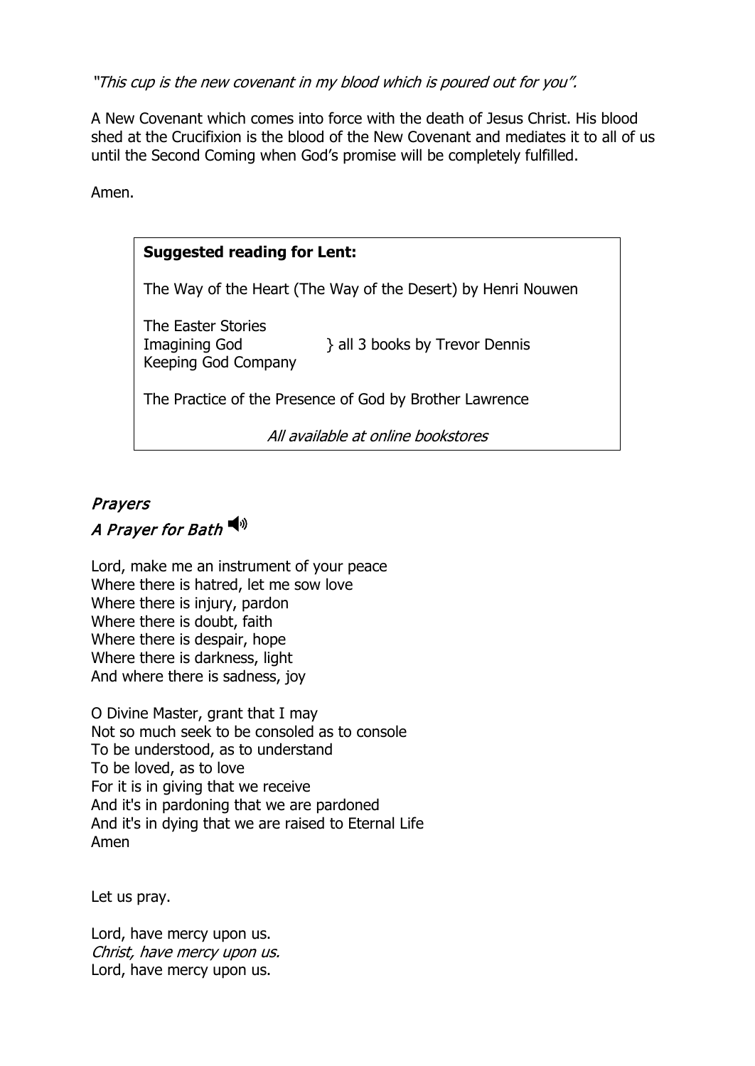*"This cup is the new covenant in my blood which is poured out for you".*

A New Covenant which comes into force with the death of Jesus Christ. His blood shed at the Crucifixion is the blood of the New Covenant and mediates it to all of us until the Second Coming when God's promise will be completely fulfilled.

Amen.

**Suggested reading for Lent:**

The Way of the Heart (The Way of the Desert) by Henri Nouwen

The Easter Stories
Imagining God } all 3 books by Trevor Dennis
Keeping God Company

The Practice of the Presence of God by Brother Lawrence

*All available at online bookstores*

## *Prayers*

### *A Prayer for Bath*

Lord, make me an instrument of your peace
Where there is hatred, let me sow love
Where there is injury, pardon
Where there is doubt, faith
Where there is despair, hope
Where there is darkness, light
And where there is sadness, joy

O Divine Master, grant that I may
Not so much seek to be consoled as to console
To be understood, as to understand
To be loved, as to love
For it is in giving that we receive
And it's in pardoning that we are pardoned
And it's in dying that we are raised to Eternal Life
Amen

Let us pray.

Lord, have mercy upon us.
*Christ, have mercy upon us.*
Lord, have mercy upon us.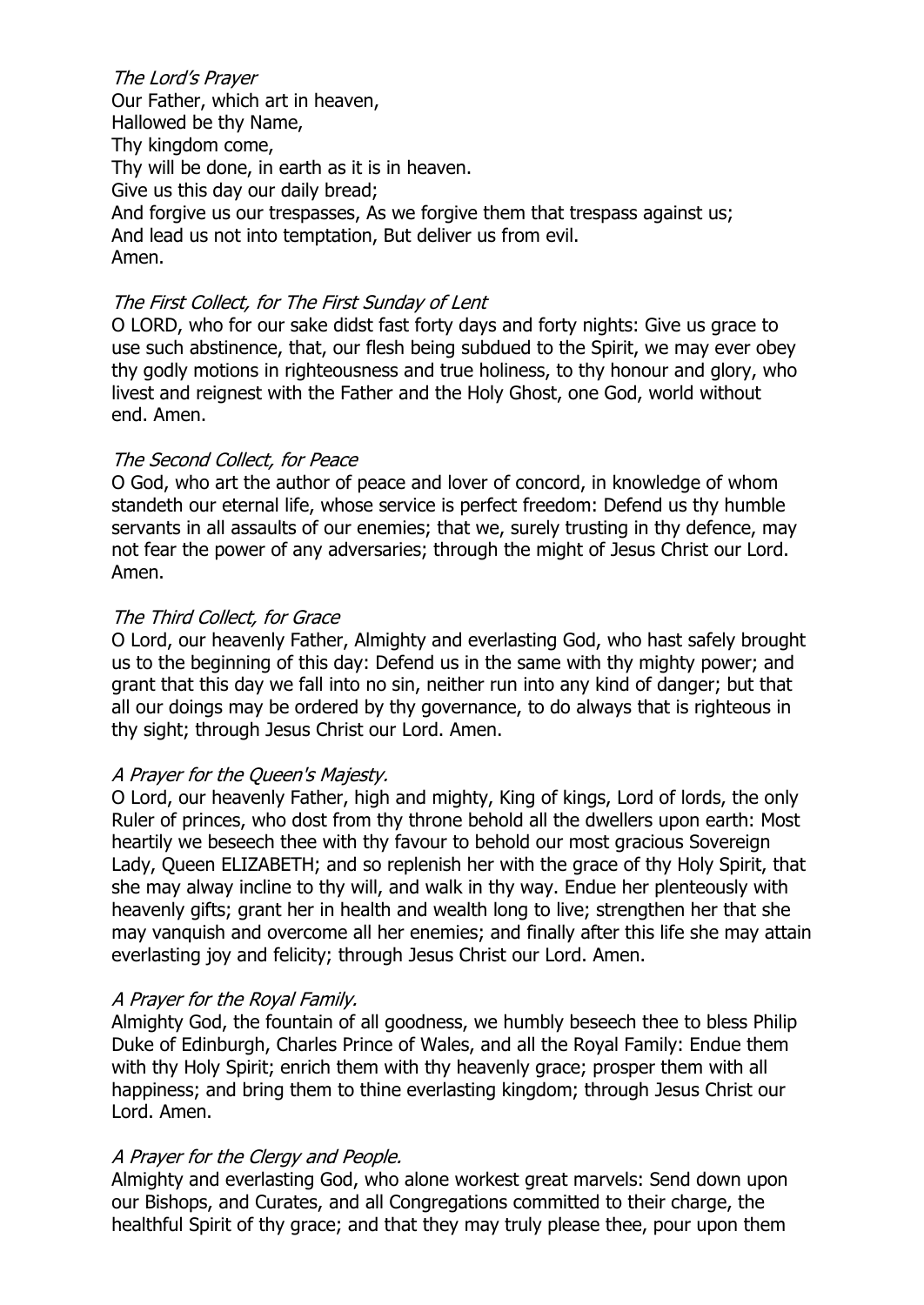*The Lord's Prayer*

Our Father, which art in heaven,
Hallowed be thy Name,
Thy kingdom come,
Thy will be done, in earth as it is in heaven.
Give us this day our daily bread;
And forgive us our trespasses, As we forgive them that trespass against us;
And lead us not into temptation, But deliver us from evil.
Amen.

*The First Collect, for The First Sunday of Lent*

O LORD, who for our sake didst fast forty days and forty nights: Give us grace to use such abstinence, that, our flesh being subdued to the Spirit, we may ever obey thy godly motions in righteousness and true holiness, to thy honour and glory, who livest and reignest with the Father and the Holy Ghost, one God, world without end. Amen.

*The Second Collect, for Peace*

O God, who art the author of peace and lover of concord, in knowledge of whom standeth our eternal life, whose service is perfect freedom: Defend us thy humble servants in all assaults of our enemies; that we, surely trusting in thy defence, may not fear the power of any adversaries; through the might of Jesus Christ our Lord. Amen.

*The Third Collect, for Grace*

O Lord, our heavenly Father, Almighty and everlasting God, who hast safely brought us to the beginning of this day: Defend us in the same with thy mighty power; and grant that this day we fall into no sin, neither run into any kind of danger; but that all our doings may be ordered by thy governance, to do always that is righteous in thy sight; through Jesus Christ our Lord. Amen.

*A Prayer for the Queen's Majesty.*

O Lord, our heavenly Father, high and mighty, King of kings, Lord of lords, the only Ruler of princes, who dost from thy throne behold all the dwellers upon earth: Most heartily we beseech thee with thy favour to behold our most gracious Sovereign Lady, Queen ELIZABETH; and so replenish her with the grace of thy Holy Spirit, that she may alway incline to thy will, and walk in thy way. Endue her plenteously with heavenly gifts; grant her in health and wealth long to live; strengthen her that she may vanquish and overcome all her enemies; and finally after this life she may attain everlasting joy and felicity; through Jesus Christ our Lord. Amen.

*A Prayer for the Royal Family.*

Almighty God, the fountain of all goodness, we humbly beseech thee to bless Philip Duke of Edinburgh, Charles Prince of Wales, and all the Royal Family: Endue them with thy Holy Spirit; enrich them with thy heavenly grace; prosper them with all happiness; and bring them to thine everlasting kingdom; through Jesus Christ our Lord. Amen.

*A Prayer for the Clergy and People.*

Almighty and everlasting God, who alone workest great marvels: Send down upon our Bishops, and Curates, and all Congregations committed to their charge, the healthful Spirit of thy grace; and that they may truly please thee, pour upon them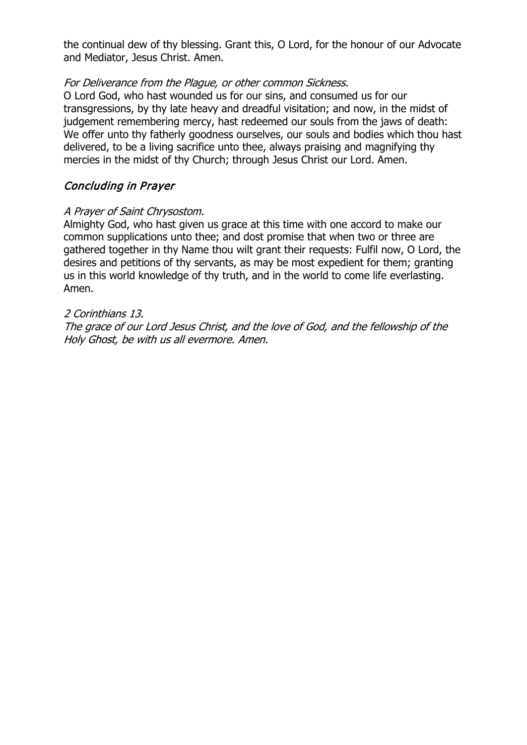the continual dew of thy blessing. Grant this, O Lord, for the honour of our Advocate and Mediator, Jesus Christ. Amen.

*For Deliverance from the Plague, or other common Sickness.*
O Lord God, who hast wounded us for our sins, and consumed us for our transgressions, by thy late heavy and dreadful visitation; and now, in the midst of judgement remembering mercy, hast redeemed our souls from the jaws of death: We offer unto thy fatherly goodness ourselves, our souls and bodies which thou hast delivered, to be a living sacrifice unto thee, always praising and magnifying thy mercies in the midst of thy Church; through Jesus Christ our Lord. Amen.

## *Concluding in Prayer*

*A Prayer of Saint Chrysostom.*
Almighty God, who hast given us grace at this time with one accord to make our common supplications unto thee; and dost promise that when two or three are gathered together in thy Name thou wilt grant their requests: Fulfil now, O Lord, the desires and petitions of thy servants, as may be most expedient for them; granting us in this world knowledge of thy truth, and in the world to come life everlasting. Amen.

*2 Corinthians 13.*
*The grace of our Lord Jesus Christ, and the love of God, and the fellowship of the Holy Ghost, be with us all evermore. Amen.*